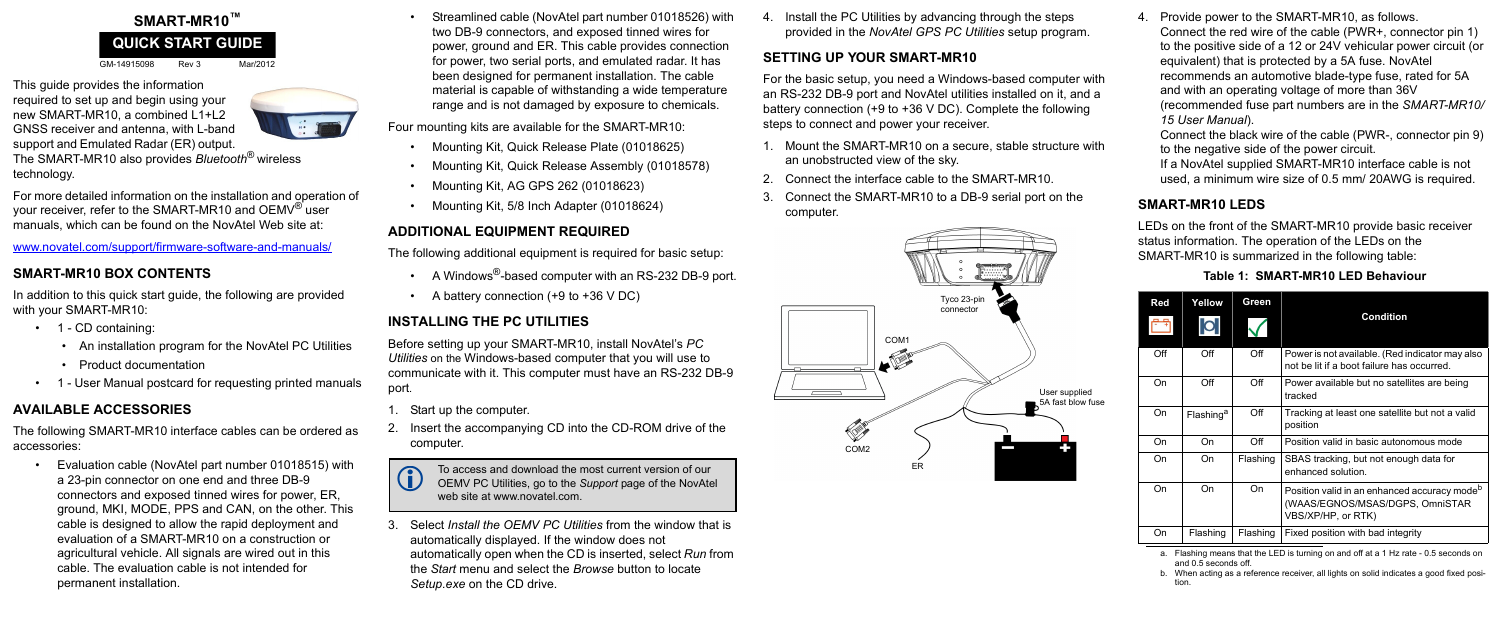# SMART-MR10™

## QUICK START GUIDE

GM-14915098 Rev 3 Mar/2012

This guide provides the information required to set up and begin using your new SMART-MR10, a combined L1+L2 GNSS receiver and antenna, with L-band support and Emulated Radar (ER) output. The SMART-MR10 also provides *Bluetooth*® wireless technology.

For more detailed information on the installation and operation of your receiver, refer to the SMART-MR10 and OEMV® user manuals, which can be found on the NovAtel Web site at:

www.novatel.com/support/firmware-software-and-manuals/

## SMART-MR10 BOX CONTENTS

In addition to this quick start guide, the following are provided with your SMART-MR10:

- 1 - CD containing:
  - An installation program for the NovAtel PC Utilities
  - Product documentation
- 1 - User Manual postcard for requesting printed manuals

## AVAILABLE ACCESSORIES

The following SMART-MR10 interface cables can be ordered as accessories:

- Evaluation cable (NovAtel part number 01018515) with a 23-pin connector on one end and three DB-9 connectors and exposed tinned wires for power, ER, ground, MKI, MODE, PPS and CAN, on the other. This cable is designed to allow the rapid deployment and evaluation of a SMART-MR10 on a construction or agricultural vehicle. All signals are wired out in this cable. The evaluation cable is not intended for permanent installation.
- Streamlined cable (NovAtel part number 01018526) with two DB-9 connectors, and exposed tinned wires for power, ground and ER. This cable provides connection for power, two serial ports, and emulated radar. It has been designed for permanent installation. The cable material is capable of withstanding a wide temperature range and is not damaged by exposure to chemicals.

Four mounting kits are available for the SMART-MR10:

- Mounting Kit, Quick Release Plate (01018625)
- Mounting Kit, Quick Release Assembly (01018578)
- Mounting Kit, AG GPS 262 (01018623)
- Mounting Kit, 5/8 Inch Adapter (01018624)

## ADDITIONAL EQUIPMENT REQUIRED

The following additional equipment is required for basic setup:

- A Windows®-based computer with an RS-232 DB-9 port.
- A battery connection (+9 to +36 V DC)

## INSTALLING THE PC UTILITIES

Before setting up your SMART-MR10, install NovAtel's *PC Utilities* on the Windows-based computer that you will use to communicate with it. This computer must have an RS-232 DB-9 port.

1. Start up the computer.
2. Insert the accompanying CD into the CD-ROM drive of the computer.

> To access and download the most current version of our OEMV PC Utilities, go to the *Support* page of the NovAtel web site at www.novatel.com.

3. Select *Install the OEMV PC Utilities* from the window that is automatically displayed. If the window does not automatically open when the CD is inserted, select *Run* from the *Start* menu and select the *Browse* button to locate *Setup.exe* on the CD drive.
4. Install the PC Utilities by advancing through the steps provided in the *NovAtel GPS PC Utilities* setup program.

## SETTING UP YOUR SMART-MR10

For the basic setup, you need a Windows-based computer with an RS-232 DB-9 port and NovAtel utilities installed on it, and a battery connection (+9 to +36 V DC). Complete the following steps to connect and power your receiver.

1. Mount the SMART-MR10 on a secure, stable structure with an unobstructed view of the sky.
2. Connect the interface cable to the SMART-MR10.
3. Connect the SMART-MR10 to a DB-9 serial port on the computer.

Tyco 23-pin connector
COM1
COM2
ER
User supplied 5A fast blow fuse

4. Provide power to the SMART-MR10, as follows.
   Connect the red wire of the cable (PWR+, connector pin 1) to the positive side of a 12 or 24V vehicular power circuit (or equivalent) that is protected by a 5A fuse. NovAtel recommends an automotive blade-type fuse, rated for 5A and with an operating voltage of more than 36V (recommended fuse part numbers are in the *SMART-MR10/15 User Manual*).
   Connect the black wire of the cable (PWR-, connector pin 9) to the negative side of the power circuit.
   If a NovAtel supplied SMART-MR10 interface cable is not used, a minimum wire size of 0.5 mm/ 20AWG is required.

## SMART-MR10 LEDS

LEDs on the front of the SMART-MR10 provide basic receiver status information. The operation of the LEDs on the SMART-MR10 is summarized in the following table:

**Table 1: SMART-MR10 LED Behaviour**

| Red | Yellow | Green | Condition |
|---|---|---|---|
| Off | Off | Off | Power is not available. (Red indicator may also not be lit if a boot failure has occurred. |
| On | Off | Off | Power available but no satellites are being tracked |
| On | Flashing[a] | Off | Tracking at least one satellite but not a valid position |
| On | On | Off | Position valid in basic autonomous mode |
| On | On | Flashing | SBAS tracking, but not enough data for enhanced solution. |
| On | On | On | Position valid in an enhanced accuracy mode[b] (WAAS/EGNOS/MSAS/DGPS, OmniSTAR VBS/XP/HP, or RTK) |
| On | Flashing | Flashing | Fixed position with bad integrity |

a. Flashing means that the LED is turning on and off at a 1 Hz rate - 0.5 seconds on and 0.5 seconds off.

b. When acting as a reference receiver, all lights on solid indicates a good fixed position.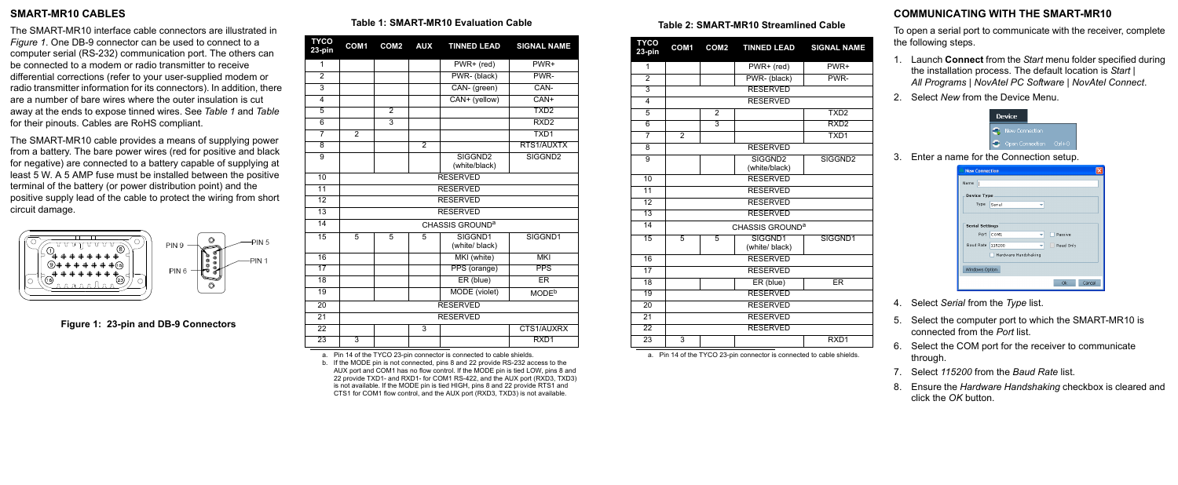## SMART-MR10 CABLES

The SMART-MR10 interface cable connectors are illustrated in *Figure 1*. One DB-9 connector can be used to connect to a computer serial (RS-232) communication port. The others can be connected to a modem or radio transmitter to receive differential corrections (refer to your user-supplied modem or radio transmitter information for its connectors). In addition, there are a number of bare wires where the outer insulation is cut away at the ends to expose tinned wires. See *Table 1* and *Table* for their pinouts. Cables are RoHS compliant.

The SMART-MR10 cable provides a means of supplying power from a battery. The bare power wires (red for positive and black for negative) are connected to a battery capable of supplying at least 5 W. A 5 AMP fuse must be installed between the positive terminal of the battery (or power distribution point) and the positive supply lead of the cable to protect the wiring from short circuit damage.

**Figure 1: 23-pin and DB-9 Connectors**

**Table 1: SMART-MR10 Evaluation Cable**

| TYCO 23-pin | COM1 | COM2 | AUX | TINNED LEAD | SIGNAL NAME |
|---|---|---|---|---|---|
| 1 | | | | PWR+ (red) | PWR+ |
| 2 | | | | PWR- (black) | PWR- |
| 3 | | | | CAN- (green) | CAN- |
| 4 | | | | CAN+ (yellow) | CAN+ |
| 5 | | 2 | | | TXD2 |
| 6 | | 3 | | | RXD2 |
| 7 | 2 | | | | TXD1 |
| 8 | | | 2 | | RTS1/AUXTX |
| 9 | | | | SIGGND2 (white/black) | SIGGND2 |
| 10 | RESERVED | | | | |
| 11 | RESERVED | | | | |
| 12 | RESERVED | | | | |
| 13 | RESERVED | | | | |
| 14 | CHASSIS GROUND[a] | | | | |
| 15 | 5 | 5 | 5 | SIGGND1 (white/ black) | SIGGND1 |
| 16 | | | | MKI (white) | MKI |
| 17 | | | | PPS (orange) | PPS |
| 18 | | | | ER (blue) | ER |
| 19 | | | | MODE (violet) | MODE[b] |
| 20 | RESERVED | | | | |
| 21 | RESERVED | | | | |
| 22 | | | 3 | | CTS1/AUXRX |
| 23 | 3 | | | | RXD1 |

a. Pin 14 of the TYCO 23-pin connector is connected to cable shields.
b. If the MODE pin is not connected, pins 8 and 22 provide RS-232 access to the AUX port and COM1 has no flow control. If the MODE pin is tied LOW, pins 8 and 22 provide TXD1- and RXD1- for COM1 RS-422, and the AUX port (RXD3, TXD3) is not available. If the MODE pin is tied HIGH, pins 8 and 22 provide RTS1 and CTS1 for COM1 flow control, and the AUX port (RXD3, TXD3) is not available.

**Table 2: SMART-MR10 Streamlined Cable**

| TYCO 23-pin | COM1 | COM2 | TINNED LEAD | SIGNAL NAME |
|---|---|---|---|---|
| 1 | | | PWR+ (red) | PWR+ |
| 2 | | | PWR- (black) | PWR- |
| 3 | RESERVED | | | |
| 4 | RESERVED | | | |
| 5 | | 2 | | TXD2 |
| 6 | | 3 | | RXD2 |
| 7 | 2 | | | TXD1 |
| 8 | RESERVED | | | |
| 9 | | | SIGGND2 (white/black) | SIGGND2 |
| 10 | RESERVED | | | |
| 11 | RESERVED | | | |
| 12 | RESERVED | | | |
| 13 | RESERVED | | | |
| 14 | CHASSIS GROUND[a] | | | |
| 15 | 5 | 5 | SIGGND1 (white/ black) | SIGGND1 |
| 16 | RESERVED | | | |
| 17 | RESERVED | | | |
| 18 | | | ER (blue) | ER |
| 19 | RESERVED | | | |
| 20 | RESERVED | | | |
| 21 | RESERVED | | | |
| 22 | RESERVED | | | |
| 23 | 3 | | | RXD1 |

a. Pin 14 of the TYCO 23-pin connector is connected to cable shields.

## COMMUNICATING WITH THE SMART-MR10

To open a serial port to communicate with the receiver, complete the following steps.

1. Launch **Connect** from the *Start* menu folder specified during the installation process. The default location is *Start | All Programs | NovAtel PC Software | NovAtel Connect*.
2. Select *New* from the Device Menu.
3. Enter a name for the Connection setup.
4. Select *Serial* from the *Type* list.
5. Select the computer port to which the SMART-MR10 is connected from the *Port* list.
6. Select the COM port for the receiver to communicate through.
7. Select *115200* from the *Baud Rate* list.
8. Ensure the *Hardware Handshaking* checkbox is cleared and click the *OK* button.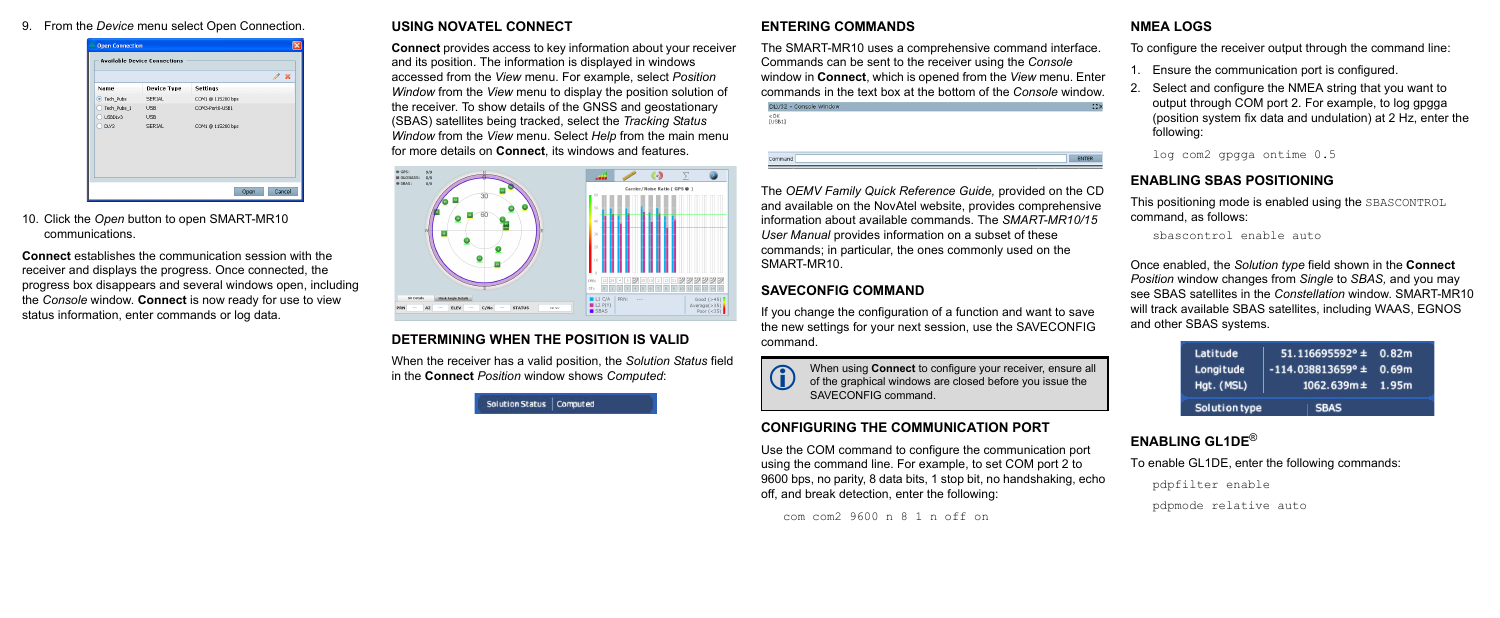9. From the *Device* menu select Open Connection.

10. Click the *Open* button to open SMART-MR10 communications.

**Connect** establishes the communication session with the receiver and displays the progress. Once connected, the progress box disappears and several windows open, including the *Console* window. **Connect** is now ready for use to view status information, enter commands or log data.

## USING NOVATEL CONNECT

**Connect** provides access to key information about your receiver and its position. The information is displayed in windows accessed from the *View* menu. For example, select *Position Window* from the *View* menu to display the position solution of the receiver. To show details of the GNSS and geostationary (SBAS) satellites being tracked, select the *Tracking Status Window* from the *View* menu. Select *Help* from the main menu for more details on **Connect**, its windows and features.

## DETERMINING WHEN THE POSITION IS VALID

When the receiver has a valid position, the *Solution Status* field in the **Connect** *Position* window shows *Computed*:

## ENTERING COMMANDS

The SMART-MR10 uses a comprehensive command interface. Commands can be sent to the receiver using the *Console* window in **Connect**, which is opened from the *View* menu. Enter commands in the text box at the bottom of the *Console* window.

The *OEMV Family Quick Reference Guide,* provided on the CD and available on the NovAtel website, provides comprehensive information about available commands. The *SMART-MR10/15 User Manual* provides information on a subset of these commands; in particular, the ones commonly used on the SMART-MR10.

## SAVECONFIG COMMAND

If you change the configuration of a function and want to save the new settings for your next session, use the SAVECONFIG command.

> When using **Connect** to configure your receiver, ensure all of the graphical windows are closed before you issue the SAVECONFIG command.

## CONFIGURING THE COMMUNICATION PORT

Use the COM command to configure the communication port using the command line. For example, to set COM port 2 to 9600 bps, no parity, 8 data bits, 1 stop bit, no handshaking, echo off, and break detection, enter the following:

```
com com2 9600 n 8 1 n off on
```

## NMEA LOGS

To configure the receiver output through the command line:

1. Ensure the communication port is configured.
2. Select and configure the NMEA string that you want to output through COM port 2. For example, to log gpgga (position system fix data and undulation) at 2 Hz, enter the following:

```
log com2 gpgga ontime 0.5
```

## ENABLING SBAS POSITIONING

This positioning mode is enabled using the SBASCONTROL command, as follows:

```
sbascontrol enable auto
```

Once enabled, the *Solution type* field shown in the **Connect** *Position* window changes from *Single* to *SBAS,* and you may see SBAS satellites in the *Constellation* window. SMART-MR10 will track available SBAS satellites, including WAAS, EGNOS and other SBAS systems.

## ENABLING GL1DE®

To enable GL1DE, enter the following commands:

```
pdpfilter enable
pdpmode relative auto
```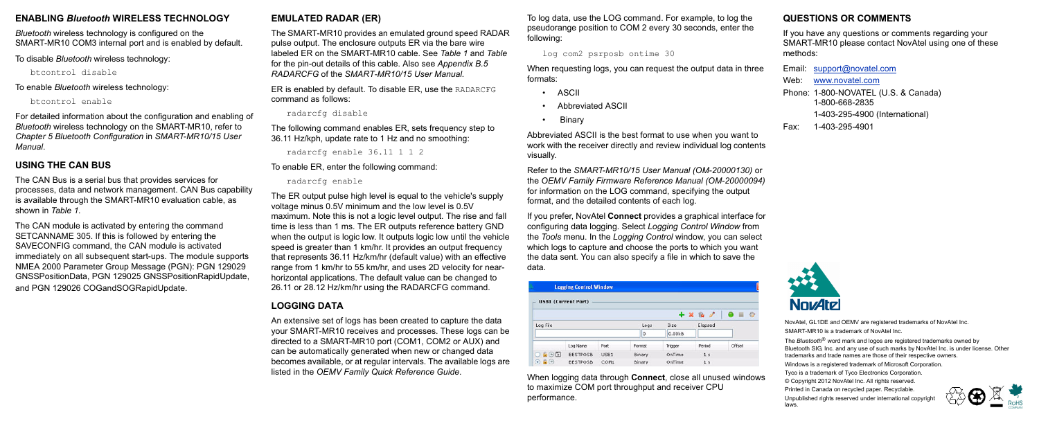## ENABLING *Bluetooth* WIRELESS TECHNOLOGY

*Bluetooth* wireless technology is configured on the SMART-MR10 COM3 internal port and is enabled by default.

To disable *Bluetooth* wireless technology:

```
btcontrol disable
```

To enable *Bluetooth* wireless technology:

```
btcontrol enable
```

For detailed information about the configuration and enabling of *Bluetooth* wireless technology on the SMART-MR10, refer to *Chapter 5 Bluetooth Configuration* in *SMART-MR10/15 User Manual*.

## USING THE CAN BUS

The CAN Bus is a serial bus that provides services for processes, data and network management. CAN Bus capability is available through the SMART-MR10 evaluation cable, as shown in *Table 1*.

The CAN module is activated by entering the command SETCANNAME 305. If this is followed by entering the SAVECONFIG command, the CAN module is activated immediately on all subsequent start-ups. The module supports NMEA 2000 Parameter Group Message (PGN): PGN 129029 GNSSPositionData, PGN 129025 GNSSPositionRapidUpdate, and PGN 129026 COGandSOGRapidUpdate.

## EMULATED RADAR (ER)

The SMART-MR10 provides an emulated ground speed RADAR pulse output. The enclosure outputs ER via the bare wire labeled ER on the SMART-MR10 cable. See *Table 1* and *Table* for the pin-out details of this cable. Also see *Appendix B.5 RADARCFG* of the *SMART-MR10/15 User Manual.*

ER is enabled by default. To disable ER, use the RADARCFG command as follows:

```
radarcfg disable
```

The following command enables ER, sets frequency step to 36.11 Hz/kph, update rate to 1 Hz and no smoothing:

```
radarcfg enable 36.11 1 1 2
```

To enable ER, enter the following command:

```
radarcfg enable
```

The ER output pulse high level is equal to the vehicle's supply voltage minus 0.5V minimum and the low level is 0.5V maximum. Note this is not a logic level output. The rise and fall time is less than 1 ms. The ER outputs reference battery GND when the output is logic low. It outputs logic low until the vehicle speed is greater than 1 km/hr. It provides an output frequency that represents 36.11 Hz/km/hr (default value) with an effective range from 1 km/hr to 55 km/hr, and uses 2D velocity for near-horizontal applications. The default value can be changed to 26.11 or 28.12 Hz/km/hr using the RADARCFG command.

## LOGGING DATA

An extensive set of logs has been created to capture the data your SMART-MR10 receives and processes. These logs can be directed to a SMART-MR10 port (COM1, COM2 or AUX) and can be automatically generated when new or changed data becomes available, or at regular intervals. The available logs are listed in the *OEMV Family Quick Reference Guide*.

To log data, use the LOG command. For example, to log the pseudorange position to COM 2 every 30 seconds, enter the following:

```
log com2 psrpos ontime 30
```

When requesting logs, you can request the output data in three formats:

- ASCII
- Abbreviated ASCII
- Binary

Abbreviated ASCII is the best format to use when you want to work with the receiver directly and review individual log contents visually.

Refer to the *SMART-MR10/15 User Manual (OM-20000130)* or the *OEMV Family Firmware Reference Manual (OM-20000094)* for information on the LOG command, specifying the output format, and the detailed contents of each log.

If you prefer, NovAtel **Connect** provides a graphical interface for configuring data logging. Select *Logging Control Window* from the *Tools* menu. In the *Logging Control* window, you can select which logs to capture and choose the ports to which you want the data sent. You can also specify a file in which to save the data.

Logging Control Window

USB1 (Current Port)

| Log File | Logs | Size | Elapsed |
|---|---|---|---|
| | 0 | 0.00kb | |

| Log Name | Port | Format | Trigger | Period | Offset |
|---|---|---|---|---|---|
| BESTPOSB | USB1 | Binary | OnTime | 1 s | |
| BESTPOSB | COM1 | Binary | OnTime | 1 s | |

When logging data through **Connect**, close all unused windows to maximize COM port throughput and receiver CPU performance.

## QUESTIONS OR COMMENTS

If you have any questions or comments regarding your SMART-MR10 please contact NovAtel using one of these methods:

Email: support@novatel.com
Web: www.novatel.com
Phone: 1-800-NOVATEL (U.S. & Canada)
1-800-668-2835
1-403-295-4900 (International)
Fax: 1-403-295-4901

NovAtel

NovAtel, GL1DE and OEMV are registered trademarks of NovAtel Inc.

SMART-MR10 is a trademark of NovAtel Inc.

The *Bluetooth*® word mark and logos are registered trademarks owned by Bluetooth SIG, Inc. and any use of such marks by NovAtel Inc. is under license. Other trademarks and trade names are those of their respective owners.

Windows is a registered trademark of Microsoft Corporation.

Tyco is a trademark of Tyco Electronics Corporation.

© Copyright 2012 NovAtel Inc. All rights reserved.

Printed in Canada on recycled paper. Recyclable.

Unpublished rights reserved under international copyright laws.

RoHS COMPLIANT